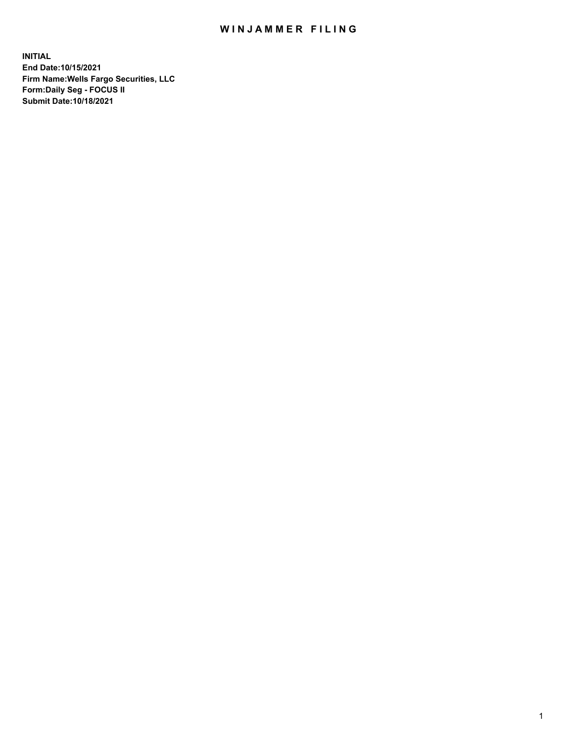# WINJAMMER FILING

**INITIAL**
**End Date:10/15/2021**
**Firm Name:Wells Fargo Securities, LLC**
**Form:Daily Seg - FOCUS II**
**Submit Date:10/18/2021**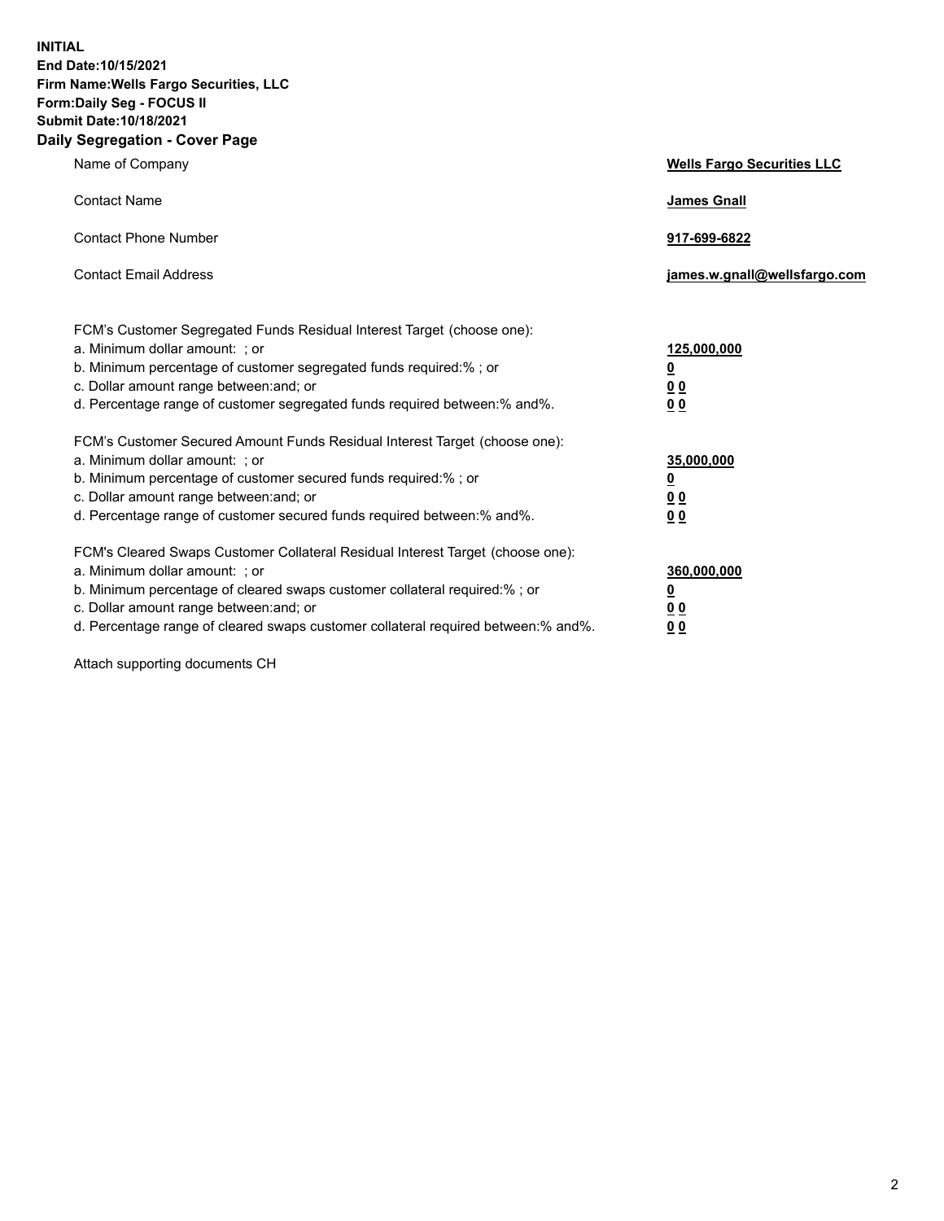**INITIAL**
**End Date:10/15/2021**
**Firm Name:Wells Fargo Securities, LLC**
**Form:Daily Seg - FOCUS II**
**Submit Date:10/18/2021**
**Daily Segregation - Cover Page**

| | |
|---|---|
| Name of Company | **Wells Fargo Securities LLC** |
| Contact Name | **James Gnall** |
| Contact Phone Number | **917-699-6822** |
| Contact Email Address | **james.w.gnall@wellsfargo.com** |

FCM's Customer Segregated Funds Residual Interest Target (choose one):

| | |
|---|---|
| a. Minimum dollar amount: ; or | **125,000,000** |
| b. Minimum percentage of customer segregated funds required:% ; or | **0** |
| c. Dollar amount range between:and; or | **0 0** |
| d. Percentage range of customer segregated funds required between:% and%. | **0 0** |

FCM's Customer Secured Amount Funds Residual Interest Target (choose one):

| | |
|---|---|
| a. Minimum dollar amount: ; or | **35,000,000** |
| b. Minimum percentage of customer secured funds required:% ; or | **0** |
| c. Dollar amount range between:and; or | **0 0** |
| d. Percentage range of customer secured funds required between:% and%. | **0 0** |

FCM's Cleared Swaps Customer Collateral Residual Interest Target (choose one):

| | |
|---|---|
| a. Minimum dollar amount: ; or | **360,000,000** |
| b. Minimum percentage of cleared swaps customer collateral required:% ; or | **0** |
| c. Dollar amount range between:and; or | **0 0** |
| d. Percentage range of cleared swaps customer collateral required between:% and%. | **0 0** |

Attach supporting documents CH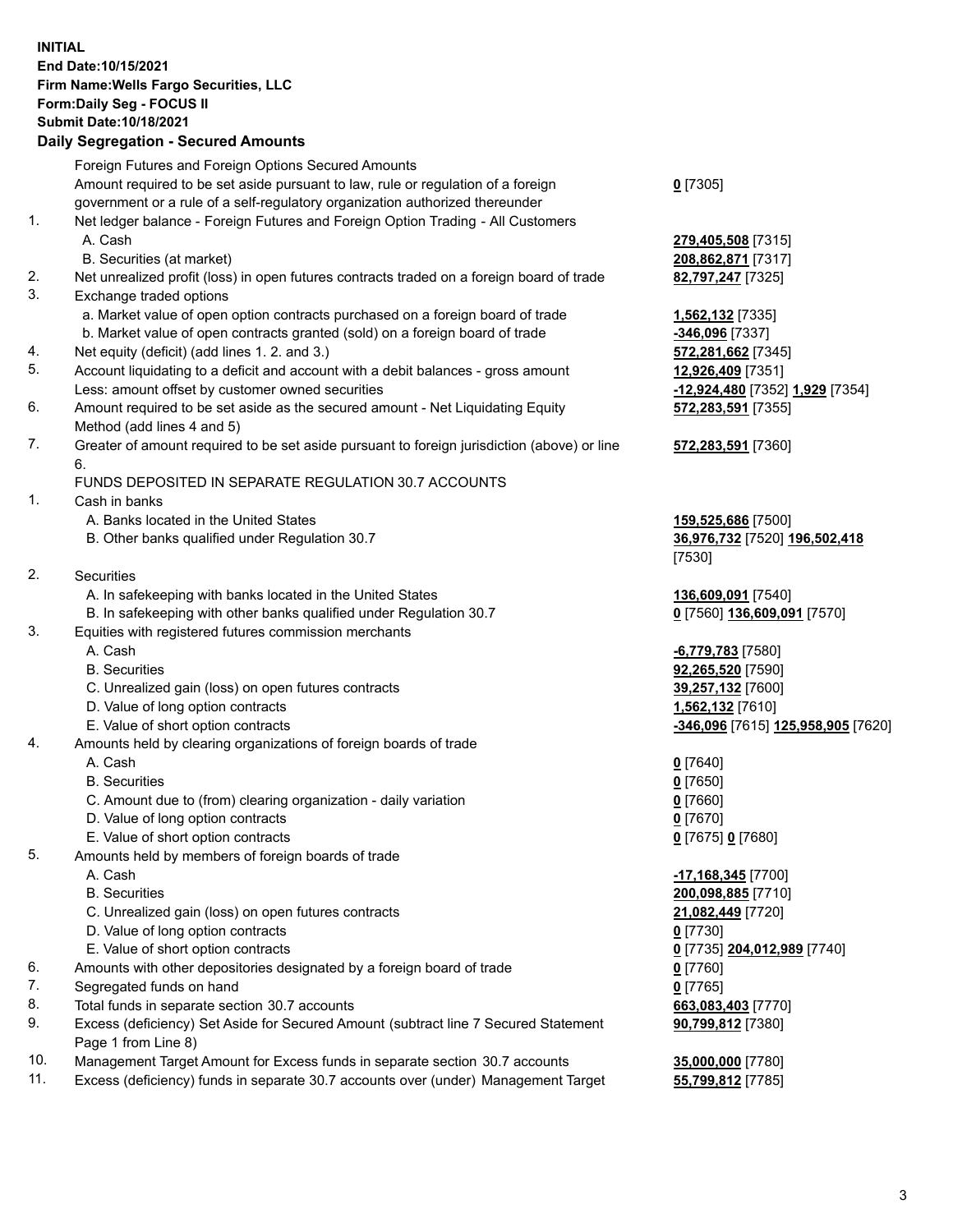**INITIAL**
**End Date:10/15/2021**
**Firm Name:Wells Fargo Securities, LLC**
**Form:Daily Seg - FOCUS II**
**Submit Date:10/18/2021**

### Daily Segregation - Secured Amounts

| | | |
|---|---|---|
| | Foreign Futures and Foreign Options Secured Amounts | |
| | Amount required to be set aside pursuant to law, rule or regulation of a foreign government or a rule of a self-regulatory organization authorized thereunder | **0** [7305] |
| 1. | Net ledger balance - Foreign Futures and Foreign Option Trading - All Customers | |
| | A. Cash | **279,405,508** [7315] |
| | B. Securities (at market) | **208,862,871** [7317] |
| 2. | Net unrealized profit (loss) in open futures contracts traded on a foreign board of trade | **82,797,247** [7325] |
| 3. | Exchange traded options | |
| | a. Market value of open option contracts purchased on a foreign board of trade | **1,562,132** [7335] |
| | b. Market value of open contracts granted (sold) on a foreign board of trade | **-346,096** [7337] |
| 4. | Net equity (deficit) (add lines 1. 2. and 3.) | **572,281,662** [7345] |
| 5. | Account liquidating to a deficit and account with a debit balances - gross amount | **12,926,409** [7351] |
| | Less: amount offset by customer owned securities | **-12,924,480** [7352] **1,929** [7354] |
| 6. | Amount required to be set aside as the secured amount - Net Liquidating Equity Method (add lines 4 and 5) | **572,283,591** [7355] |
| 7. | Greater of amount required to be set aside pursuant to foreign jurisdiction (above) or line 6. | **572,283,591** [7360] |
| | FUNDS DEPOSITED IN SEPARATE REGULATION 30.7 ACCOUNTS | |
| 1. | Cash in banks | |
| | A. Banks located in the United States | **159,525,686** [7500] |
| | B. Other banks qualified under Regulation 30.7 | **36,976,732** [7520] **196,502,418** [7530] |
| 2. | Securities | |
| | A. In safekeeping with banks located in the United States | **136,609,091** [7540] |
| | B. In safekeeping with other banks qualified under Regulation 30.7 | **0** [7560] **136,609,091** [7570] |
| 3. | Equities with registered futures commission merchants | |
| | A. Cash | **-6,779,783** [7580] |
| | B. Securities | **92,265,520** [7590] |
| | C. Unrealized gain (loss) on open futures contracts | **39,257,132** [7600] |
| | D. Value of long option contracts | **1,562,132** [7610] |
| | E. Value of short option contracts | **-346,096** [7615] **125,958,905** [7620] |
| 4. | Amounts held by clearing organizations of foreign boards of trade | |
| | A. Cash | **0** [7640] |
| | B. Securities | **0** [7650] |
| | C. Amount due to (from) clearing organization - daily variation | **0** [7660] |
| | D. Value of long option contracts | **0** [7670] |
| | E. Value of short option contracts | **0** [7675] **0** [7680] |
| 5. | Amounts held by members of foreign boards of trade | |
| | A. Cash | **-17,168,345** [7700] |
| | B. Securities | **200,098,885** [7710] |
| | C. Unrealized gain (loss) on open futures contracts | **21,082,449** [7720] |
| | D. Value of long option contracts | **0** [7730] |
| | E. Value of short option contracts | **0** [7735] **204,012,989** [7740] |
| 6. | Amounts with other depositories designated by a foreign board of trade | **0** [7760] |
| 7. | Segregated funds on hand | **0** [7765] |
| 8. | Total funds in separate section 30.7 accounts | **663,083,403** [7770] |
| 9. | Excess (deficiency) Set Aside for Secured Amount (subtract line 7 Secured Statement Page 1 from Line 8) | **90,799,812** [7380] |
| 10. | Management Target Amount for Excess funds in separate section 30.7 accounts | **35,000,000** [7780] |
| 11. | Excess (deficiency) funds in separate 30.7 accounts over (under) Management Target | **55,799,812** [7785] |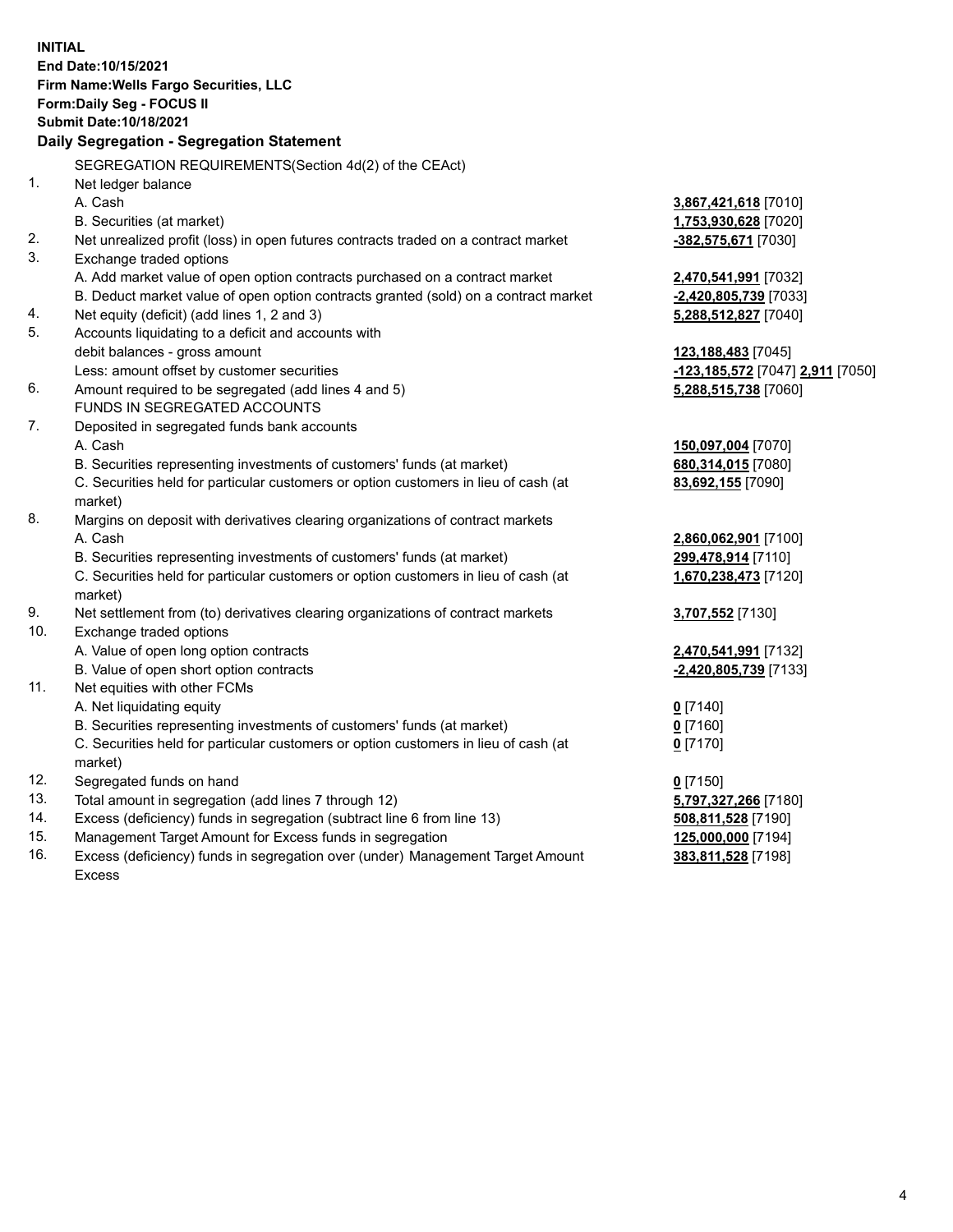**INITIAL**
**End Date:10/15/2021**
**Firm Name:Wells Fargo Securities, LLC**
**Form:Daily Seg - FOCUS II**
**Submit Date:10/18/2021**

**Daily Segregation - Segregation Statement**

| | | |
|---|---|---|
| | SEGREGATION REQUIREMENTS(Section 4d(2) of the CEAct) | |
| 1. | Net ledger balance | |
| | A. Cash | **3,867,421,618** [7010] |
| | B. Securities (at market) | **1,753,930,628** [7020] |
| 2. | Net unrealized profit (loss) in open futures contracts traded on a contract market | **-382,575,671** [7030] |
| 3. | Exchange traded options | |
| | A. Add market value of open option contracts purchased on a contract market | **2,470,541,991** [7032] |
| | B. Deduct market value of open option contracts granted (sold) on a contract market | **-2,420,805,739** [7033] |
| 4. | Net equity (deficit) (add lines 1, 2 and 3) | **5,288,512,827** [7040] |
| 5. | Accounts liquidating to a deficit and accounts with | |
| | debit balances - gross amount | **123,188,483** [7045] |
| | Less: amount offset by customer securities | **-123,185,572** [7047] **2,911** [7050] |
| 6. | Amount required to be segregated (add lines 4 and 5) | **5,288,515,738** [7060] |
| | FUNDS IN SEGREGATED ACCOUNTS | |
| 7. | Deposited in segregated funds bank accounts | |
| | A. Cash | **150,097,004** [7070] |
| | B. Securities representing investments of customers' funds (at market) | **680,314,015** [7080] |
| | C. Securities held for particular customers or option customers in lieu of cash (at market) | **83,692,155** [7090] |
| 8. | Margins on deposit with derivatives clearing organizations of contract markets | |
| | A. Cash | **2,860,062,901** [7100] |
| | B. Securities representing investments of customers' funds (at market) | **299,478,914** [7110] |
| | C. Securities held for particular customers or option customers in lieu of cash (at market) | **1,670,238,473** [7120] |
| 9. | Net settlement from (to) derivatives clearing organizations of contract markets | **3,707,552** [7130] |
| 10. | Exchange traded options | |
| | A. Value of open long option contracts | **2,470,541,991** [7132] |
| | B. Value of open short option contracts | **-2,420,805,739** [7133] |
| 11. | Net equities with other FCMs | |
| | A. Net liquidating equity | **0** [7140] |
| | B. Securities representing investments of customers' funds (at market) | **0** [7160] |
| | C. Securities held for particular customers or option customers in lieu of cash (at market) | **0** [7170] |
| 12. | Segregated funds on hand | **0** [7150] |
| 13. | Total amount in segregation (add lines 7 through 12) | **5,797,327,266** [7180] |
| 14. | Excess (deficiency) funds in segregation (subtract line 6 from line 13) | **508,811,528** [7190] |
| 15. | Management Target Amount for Excess funds in segregation | **125,000,000** [7194] |
| 16. | Excess (deficiency) funds in segregation over (under) Management Target Amount Excess | **383,811,528** [7198] |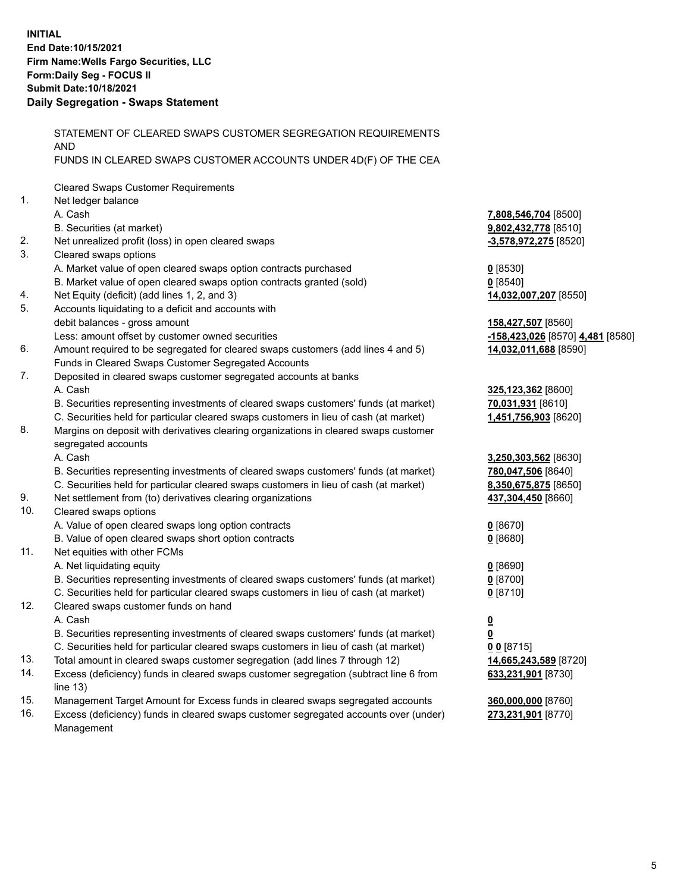**INITIAL**
**End Date:10/15/2021**
**Firm Name:Wells Fargo Securities, LLC**
**Form:Daily Seg - FOCUS II**
**Submit Date:10/18/2021**
**Daily Segregation - Swaps Statement**

STATEMENT OF CLEARED SWAPS CUSTOMER SEGREGATION REQUIREMENTS AND FUNDS IN CLEARED SWAPS CUSTOMER ACCOUNTS UNDER 4D(F) OF THE CEA

| | | |
|---|---|---|
| | Cleared Swaps Customer Requirements | |
| 1. | Net ledger balance | |
| | A. Cash | **7,808,546,704** [8500] |
| | B. Securities (at market) | **9,802,432,778** [8510] |
| 2. | Net unrealized profit (loss) in open cleared swaps | **-3,578,972,275** [8520] |
| 3. | Cleared swaps options | |
| | A. Market value of open cleared swaps option contracts purchased | **0** [8530] |
| | B. Market value of open cleared swaps option contracts granted (sold) | **0** [8540] |
| 4. | Net Equity (deficit) (add lines 1, 2, and 3) | **14,032,007,207** [8550] |
| 5. | Accounts liquidating to a deficit and accounts with debit balances - gross amount | **158,427,507** [8560] |
| | Less: amount offset by customer owned securities | **-158,423,026** [8570] **4,481** [8580] |
| 6. | Amount required to be segregated for cleared swaps customers (add lines 4 and 5) | **14,032,011,688** [8590] |
| | Funds in Cleared Swaps Customer Segregated Accounts | |
| 7. | Deposited in cleared swaps customer segregated accounts at banks | |
| | A. Cash | **325,123,362** [8600] |
| | B. Securities representing investments of cleared swaps customers' funds (at market) | **70,031,931** [8610] |
| | C. Securities held for particular cleared swaps customers in lieu of cash (at market) | **1,451,756,903** [8620] |
| 8. | Margins on deposit with derivatives clearing organizations in cleared swaps customer segregated accounts | |
| | A. Cash | **3,250,303,562** [8630] |
| | B. Securities representing investments of cleared swaps customers' funds (at market) | **780,047,506** [8640] |
| | C. Securities held for particular cleared swaps customers in lieu of cash (at market) | **8,350,675,875** [8650] |
| 9. | Net settlement from (to) derivatives clearing organizations | **437,304,450** [8660] |
| 10. | Cleared swaps options | |
| | A. Value of open cleared swaps long option contracts | **0** [8670] |
| | B. Value of open cleared swaps short option contracts | **0** [8680] |
| 11. | Net equities with other FCMs | |
| | A. Net liquidating equity | **0** [8690] |
| | B. Securities representing investments of cleared swaps customers' funds (at market) | **0** [8700] |
| | C. Securities held for particular cleared swaps customers in lieu of cash (at market) | **0** [8710] |
| 12. | Cleared swaps customer funds on hand | |
| | A. Cash | **0** |
| | B. Securities representing investments of cleared swaps customers' funds (at market) | **0** |
| | C. Securities held for particular cleared swaps customers in lieu of cash (at market) | **0** **0** [8715] |
| 13. | Total amount in cleared swaps customer segregation (add lines 7 through 12) | **14,665,243,589** [8720] |
| 14. | Excess (deficiency) funds in cleared swaps customer segregation (subtract line 6 from line 13) | **633,231,901** [8730] |
| 15. | Management Target Amount for Excess funds in cleared swaps segregated accounts | **360,000,000** [8760] |
| 16. | Excess (deficiency) funds in cleared swaps customer segregated accounts over (under) Management | **273,231,901** [8770] |